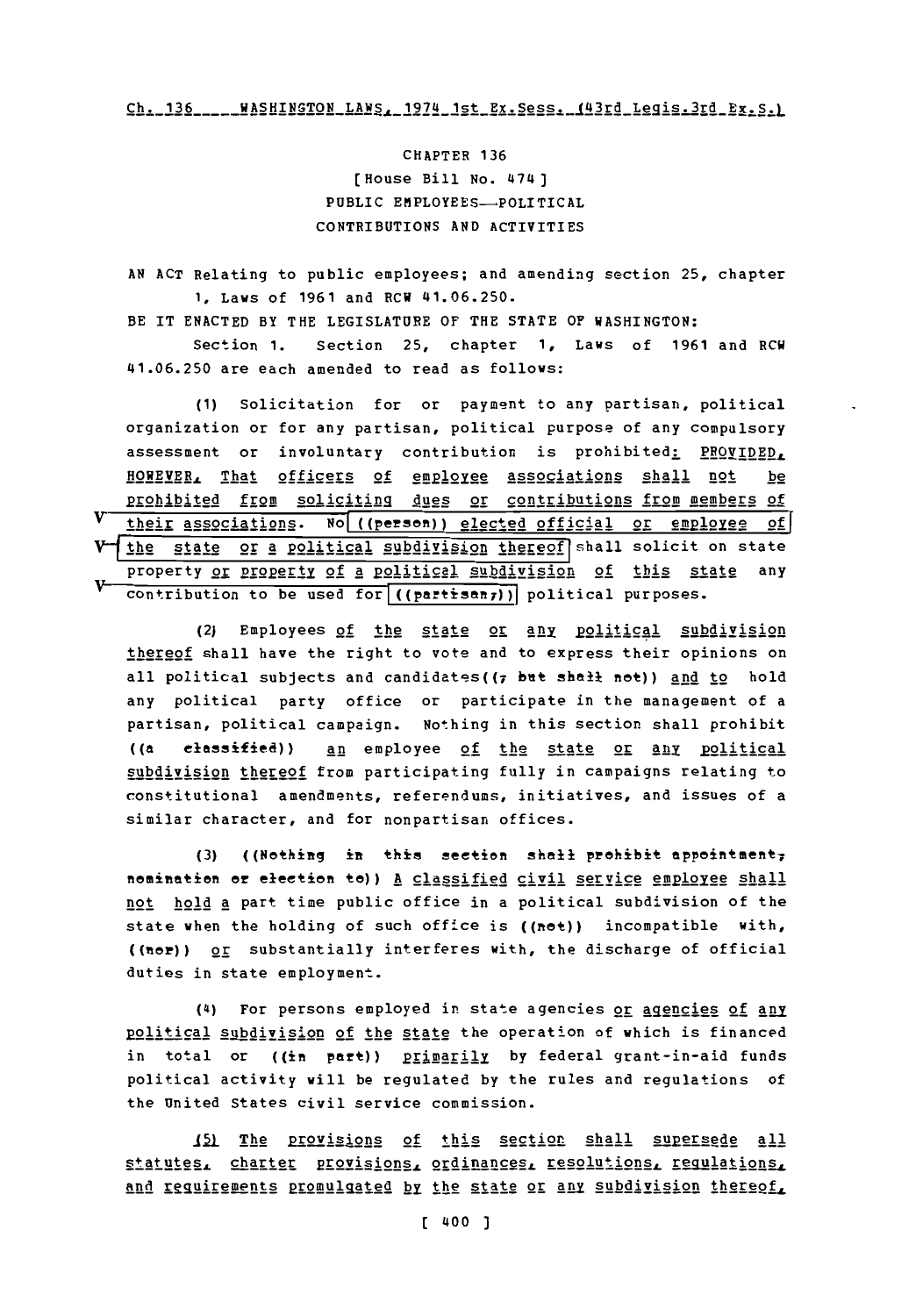CHAPTER 136

[House Bill No. 474]

PUBLIC EMPLOYEES—POLITICAL CONTRIBUTIONS AND ACTIVITIES

AN ACT Relating to public employees; and amending section 25, chapter 1, Laws of 1961 and RCW 41.06.250.

BE IT ENACTED BY THE LEGISLATURE OF THE STATE OF WASHINGTON:

Section 1. Section 25, chapter 1, Laws of 1961 and RCW 41.06.250 are each amended to read as follows:

(1) Solicitation for or payment to any partisan, political organization or for any partisan, political purpose of any compulsory assessment or involuntary contribution is prohibited: PROVIDED, HOWEVER, That officers of employee associations shall not be prohibited from soliciting dues or contributions from members of their associations. No ((person)) elected official or employee of the state or a political subdivision thereof shall solicit on state property or property of a political subdivision of this state any contribution to be used for ((partisan,)) political purposes.

(2) Employees of the state or any political subdivision thereof shall have the right to vote and to express their opinions on all political subjects and candidates((, but shall not)) and to hold any political party office or participate in the management of a partisan, political campaign. Nothing in this section shall prohibit ((a classified)) an employee of the state or any political subdivision thereof from participating fully in campaigns relating to constitutional amendments, referendums, initiatives, and issues of a similar character, and for nonpartisan offices.

(3) ((Nothing in this section shall prohibit appointment, nomination or election to)) A classified civil service employee shall not hold a part time public office in a political subdivision of the state when the holding of such office is ((not)) incompatible with, ((nor)) or substantially interferes with, the discharge of official duties in state employment.

(4) For persons employed in state agencies or agencies of any political subdivision of the state the operation of which is financed in total or ((in part)) primarily by federal grant-in-aid funds political activity will be regulated by the rules and regulations of the United States civil service commission.

(5) The provisions of this section shall supersede all statutes, charter provisions, ordinances, resolutions, regulations, and requirements promulgated by the state or any subdivision thereof,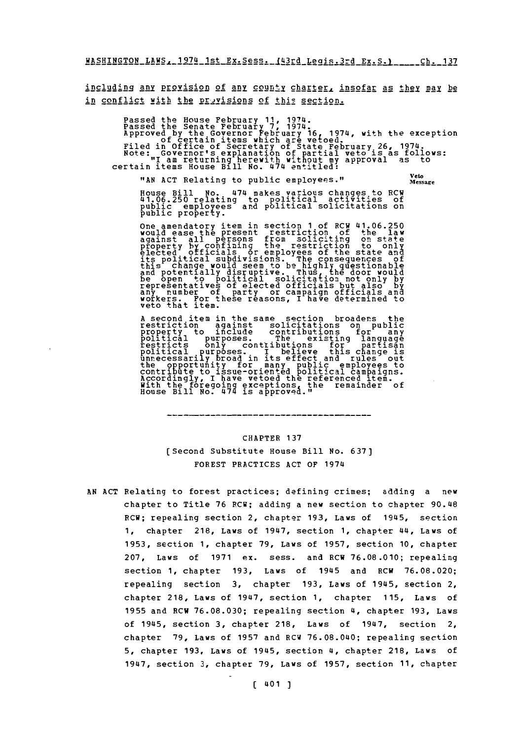including any provision of any county charter, insofar as they may be in conflict with the provisions of this section.

Passed the House February 11, 1974.
Passed the Senate February 7, 1974.
Approved by the Governor February 16, 1974, with the exception of certain items which are vetoed.
Filed in Office of Secretary of State February 26, 1974.
Note: Governor's explanation of partial veto is as follows:
"I am returning herewith without my approval as to certain items House Bill No. 474 entitled:

"AN ACT Relating to public employees."

Veto Message

House Bill No. 474 makes various changes to RCW 41.06.250 relating to political activities of public employees and political solicitations on public property.

One amendatory item in section 1 of RCW 41.06.250 would ease the present restriction of the law against all persons from soliciting on state property by confining the restriction to only elected officials or employees of the state and its political subdivisions. The consequences of this change would seem to be highly questionable and potentially disruptive. Thus, the door would be open to political solicitation not only by representatives of elected officials but also by any number of party or campaign officials and workers. For these reasons, I have determined to veto that item.

A second item in the same section broadens the restriction against solicitations on public property to include contributions for any political purposes. The existing language restricts only contributions for partisan political purposes. I believe this change is unnecessarily broad in its effect and rules out the opportunity for many public employees to contribute to issue-oriented political campaigns. Accordingly, I have vetoed the referenced item. With the foregoing exceptions, the remainder of House Bill No. 474 is approved."

---

CHAPTER 137

[Second Substitute House Bill No. 637]

FOREST PRACTICES ACT OF 1974

AN ACT Relating to forest practices; defining crimes; adding a new chapter to Title 76 RCW; adding a new section to chapter 90.48 RCW; repealing section 2, chapter 193, Laws of 1945, section 1, chapter 218, Laws of 1947, section 1, chapter 44, Laws of 1953, section 1, chapter 79, Laws of 1957, section 10, chapter 207, Laws of 1971 ex. sess. and RCW 76.08.010; repealing section 1, chapter 193, Laws of 1945 and RCW 76.08.020; repealing section 3, chapter 193, Laws of 1945, section 2, chapter 218, Laws of 1947, section 1, chapter 115, Laws of 1955 and RCW 76.08.030; repealing section 4, chapter 193, Laws of 1945, section 3, chapter 218, Laws of 1947, section 2, chapter 79, Laws of 1957 and RCW 76.08.040; repealing section 5, chapter 193, Laws of 1945, section 4, chapter 218, Laws of 1947, section 3, chapter 79, Laws of 1957, section 11, chapter